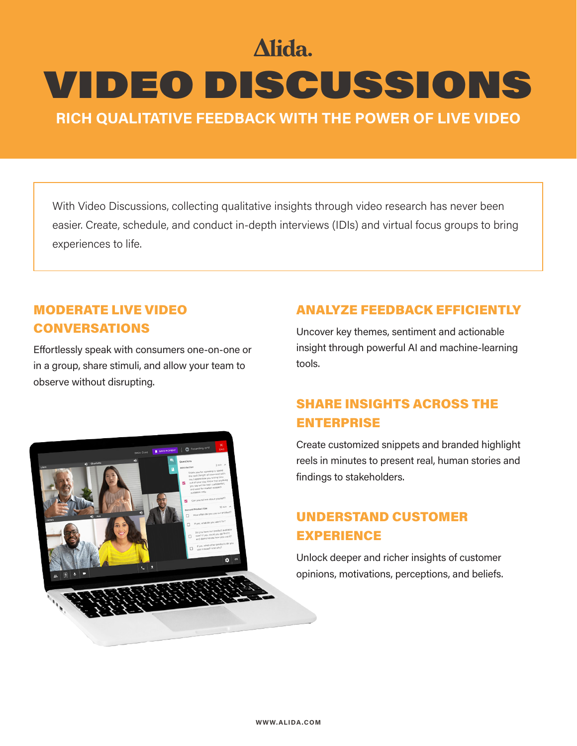Alida.

# VIDEO DISCUSSIONS

## RICH QUALITATIVE FEEDBACK WITH THE POWER OF LIVE VIDEO

With Video Discussions, collecting qualitative insights through video research has never been easier. Create, schedule, and conduct in-depth interviews (IDIs) and virtual focus groups to bring experiences to life.

### MODERATE LIVE VIDEO CONVERSATIONS

Effortlessly speak with consumers one-on-one or in a group, share stimuli, and allow your team to observe without disrupting.

### ANALYZE FEEDBACK EFFICIENTLY

Uncover key themes, sentiment and actionable insight through powerful AI and machine-learning tools.

### SHARE INSIGHTS ACROSS THE ENTERPRISE

Create customized snippets and branded highlight reels in minutes to present real, human stories and findings to stakeholders.

### UNDERSTAND CUSTOMER EXPERIENCE

Unlock deeper and richer insights of customer opinions, motivations, perceptions, and beliefs.

WWW.ALIDA.COM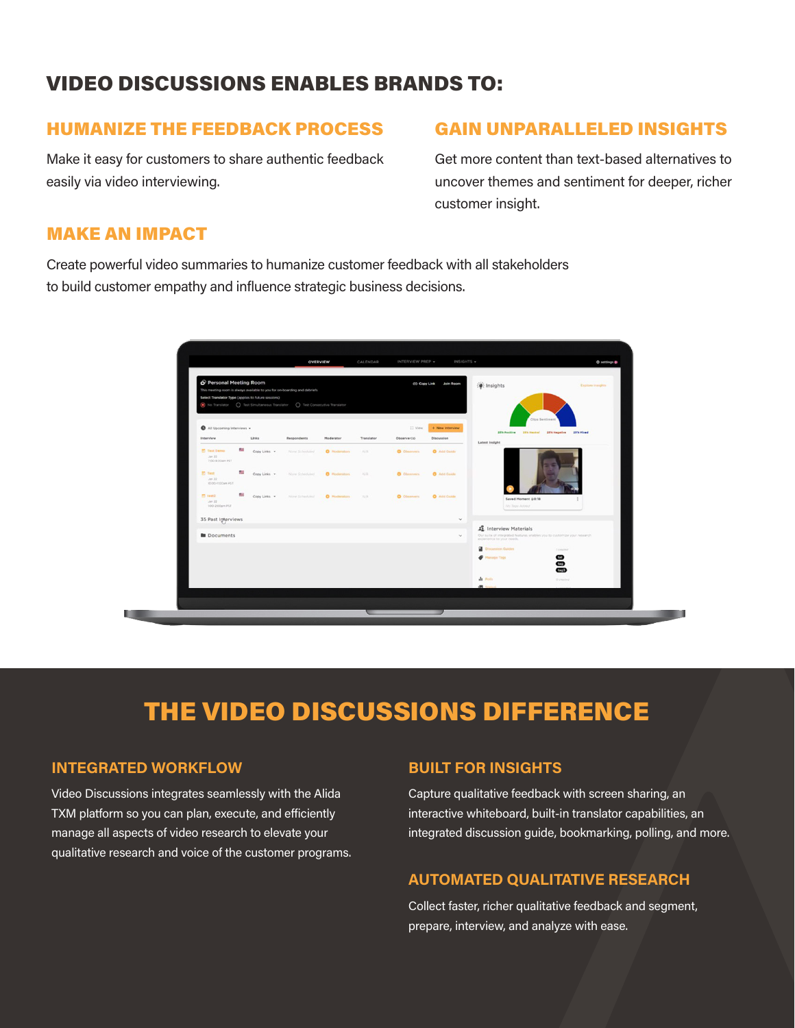# VIDEO DISCUSSIONS ENABLES BRANDS TO:

## HUMANIZE THE FEEDBACK PROCESS

Make it easy for customers to share authentic feedback easily via video interviewing.

## GAIN UNPARALLELED INSIGHTS

Get more content than text-based alternatives to uncover themes and sentiment for deeper, richer customer insight.

## MAKE AN IMPACT

Create powerful video summaries to humanize customer feedback with all stakeholders to build customer empathy and influence strategic business decisions.

# THE VIDEO DISCUSSIONS DIFFERENCE

## INTEGRATED WORKFLOW

Video Discussions integrates seamlessly with the Alida TXM platform so you can plan, execute, and efficiently manage all aspects of video research to elevate your qualitative research and voice of the customer programs.

## BUILT FOR INSIGHTS

Capture qualitative feedback with screen sharing, an interactive whiteboard, built-in translator capabilities, an integrated discussion guide, bookmarking, polling, and more.

## AUTOMATED QUALITATIVE RESEARCH

Collect faster, richer qualitative feedback and segment, prepare, interview, and analyze with ease.